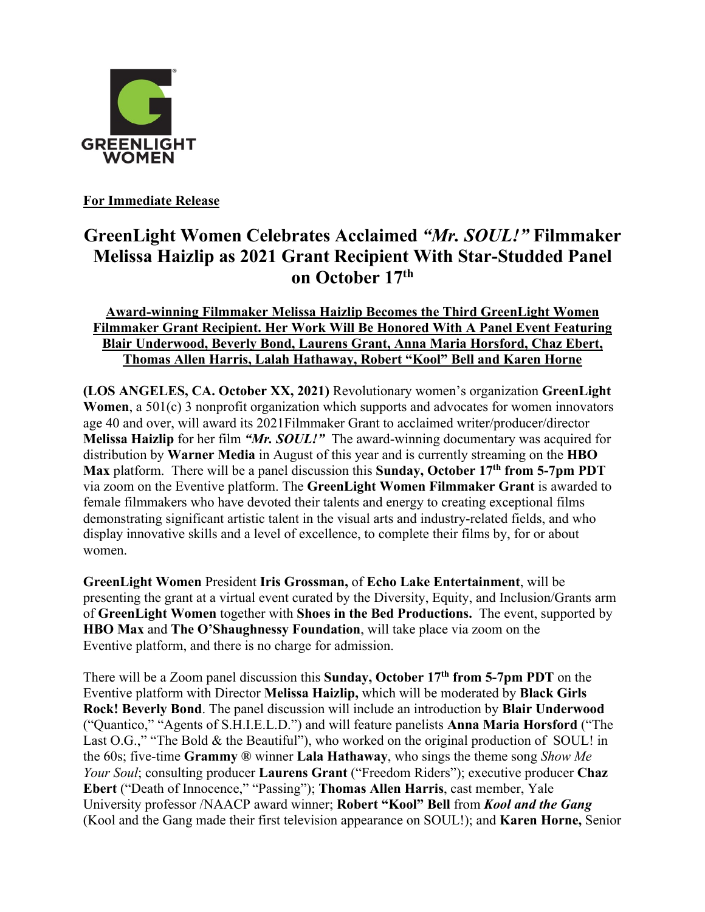GREENLIGHT WOMEN

**For Immediate Release**

# GreenLight Women Celebrates Acclaimed *"Mr. SOUL!"* Filmmaker Melissa Haizlip as 2021 Grant Recipient With Star-Studded Panel on October 17th

**Award-winning Filmmaker Melissa Haizlip Becomes the Third GreenLight Women Filmmaker Grant Recipient. Her Work Will Be Honored With A Panel Event Featuring Blair Underwood, Beverly Bond, Laurens Grant, Anna Maria Horsford, Chaz Ebert, Thomas Allen Harris, Lalah Hathaway, Robert "Kool" Bell and Karen Horne**

**(LOS ANGELES, CA. October XX, 2021)** Revolutionary women's organization **GreenLight Women**, a 501(c) 3 nonprofit organization which supports and advocates for women innovators age 40 and over, will award its 2021Filmmaker Grant to acclaimed writer/producer/director **Melissa Haizlip** for her film ***"Mr. SOUL!"*** The award-winning documentary was acquired for distribution by **Warner Media** in August of this year and is currently streaming on the **HBO Max** platform. There will be a panel discussion this **Sunday, October 17th from 5-7pm PDT** via zoom on the Eventive platform. The **GreenLight Women Filmmaker Grant** is awarded to female filmmakers who have devoted their talents and energy to creating exceptional films demonstrating significant artistic talent in the visual arts and industry-related fields, and who display innovative skills and a level of excellence, to complete their films by, for or about women.

**GreenLight Women** President **Iris Grossman,** of **Echo Lake Entertainment**, will be presenting the grant at a virtual event curated by the Diversity, Equity, and Inclusion/Grants arm of **GreenLight Women** together with **Shoes in the Bed Productions.** The event, supported by **HBO Max** and **The O'Shaughnessy Foundation**, will take place via zoom on the Eventive platform, and there is no charge for admission.

There will be a Zoom panel discussion this **Sunday, October 17th from 5-7pm PDT** on the Eventive platform with Director **Melissa Haizlip,** which will be moderated by **Black Girls Rock! Beverly Bond**. The panel discussion will include an introduction by **Blair Underwood** ("Quantico," "Agents of S.H.I.E.L.D.") and will feature panelists **Anna Maria Horsford** ("The Last O.G.," "The Bold & the Beautiful"), who worked on the original production of SOUL! in the 60s; five-time **Grammy ®** winner **Lala Hathaway**, who sings the theme song *Show Me Your Soul*; consulting producer **Laurens Grant** ("Freedom Riders"); executive producer **Chaz Ebert** ("Death of Innocence," "Passing"); **Thomas Allen Harris**, cast member, Yale University professor /NAACP award winner; **Robert "Kool" Bell** from ***Kool and the Gang*** (Kool and the Gang made their first television appearance on SOUL!); and **Karen Horne,** Senior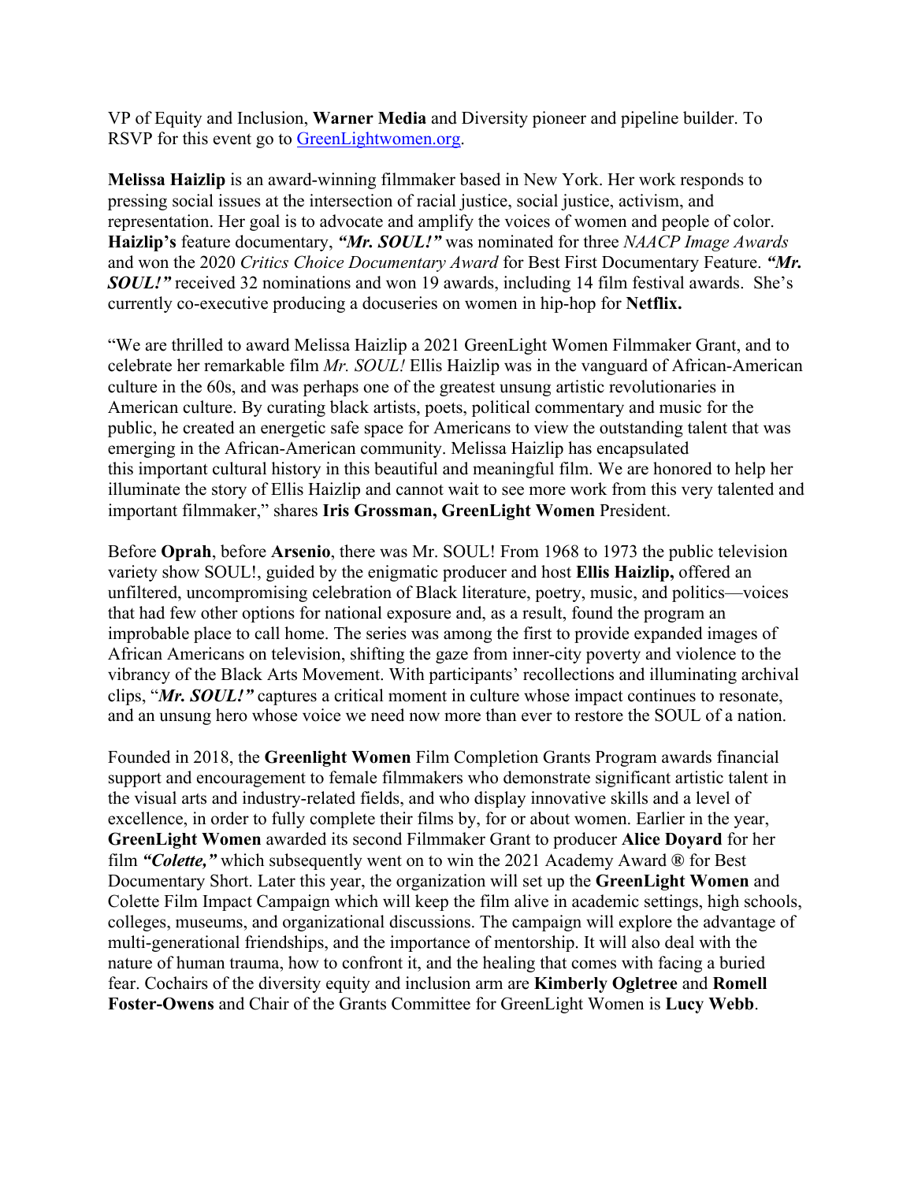VP of Equity and Inclusion, **Warner Media** and Diversity pioneer and pipeline builder. To RSVP for this event go to [GreenLightwomen.org](GreenLightwomen.org).

**Melissa Haizlip** is an award-winning filmmaker based in New York. Her work responds to pressing social issues at the intersection of racial justice, social justice, activism, and representation. Her goal is to advocate and amplify the voices of women and people of color. **Haizlip's** feature documentary, ***"Mr. SOUL!"*** was nominated for three *NAACP Image Awards* and won the 2020 *Critics Choice Documentary Award* for Best First Documentary Feature. ***"Mr. SOUL!"*** received 32 nominations and won 19 awards, including 14 film festival awards. She's currently co-executive producing a docuseries on women in hip-hop for **Netflix.**

"We are thrilled to award Melissa Haizlip a 2021 GreenLight Women Filmmaker Grant, and to celebrate her remarkable film *Mr. SOUL!* Ellis Haizlip was in the vanguard of African-American culture in the 60s, and was perhaps one of the greatest unsung artistic revolutionaries in American culture. By curating black artists, poets, political commentary and music for the public, he created an energetic safe space for Americans to view the outstanding talent that was emerging in the African-American community. Melissa Haizlip has encapsulated this important cultural history in this beautiful and meaningful film. We are honored to help her illuminate the story of Ellis Haizlip and cannot wait to see more work from this very talented and important filmmaker," shares **Iris Grossman, GreenLight Women** President.

Before **Oprah**, before **Arsenio**, there was Mr. SOUL! From 1968 to 1973 the public television variety show SOUL!, guided by the enigmatic producer and host **Ellis Haizlip,** offered an unfiltered, uncompromising celebration of Black literature, poetry, music, and politics—voices that had few other options for national exposure and, as a result, found the program an improbable place to call home. The series was among the first to provide expanded images of African Americans on television, shifting the gaze from inner-city poverty and violence to the vibrancy of the Black Arts Movement. With participants' recollections and illuminating archival clips, "***Mr. SOUL!"*** captures a critical moment in culture whose impact continues to resonate, and an unsung hero whose voice we need now more than ever to restore the SOUL of a nation.

Founded in 2018, the **Greenlight Women** Film Completion Grants Program awards financial support and encouragement to female filmmakers who demonstrate significant artistic talent in the visual arts and industry-related fields, and who display innovative skills and a level of excellence, in order to fully complete their films by, for or about women. Earlier in the year, **GreenLight Women** awarded its second Filmmaker Grant to producer **Alice Doyard** for her film ***"Colette,"*** which subsequently went on to win the 2021 Academy Award **®** for Best Documentary Short. Later this year, the organization will set up the **GreenLight Women** and Colette Film Impact Campaign which will keep the film alive in academic settings, high schools, colleges, museums, and organizational discussions. The campaign will explore the advantage of multi-generational friendships, and the importance of mentorship. It will also deal with the nature of human trauma, how to confront it, and the healing that comes with facing a buried fear. Cochairs of the diversity equity and inclusion arm are **Kimberly Ogletree** and **Romell Foster-Owens** and Chair of the Grants Committee for GreenLight Women is **Lucy Webb**.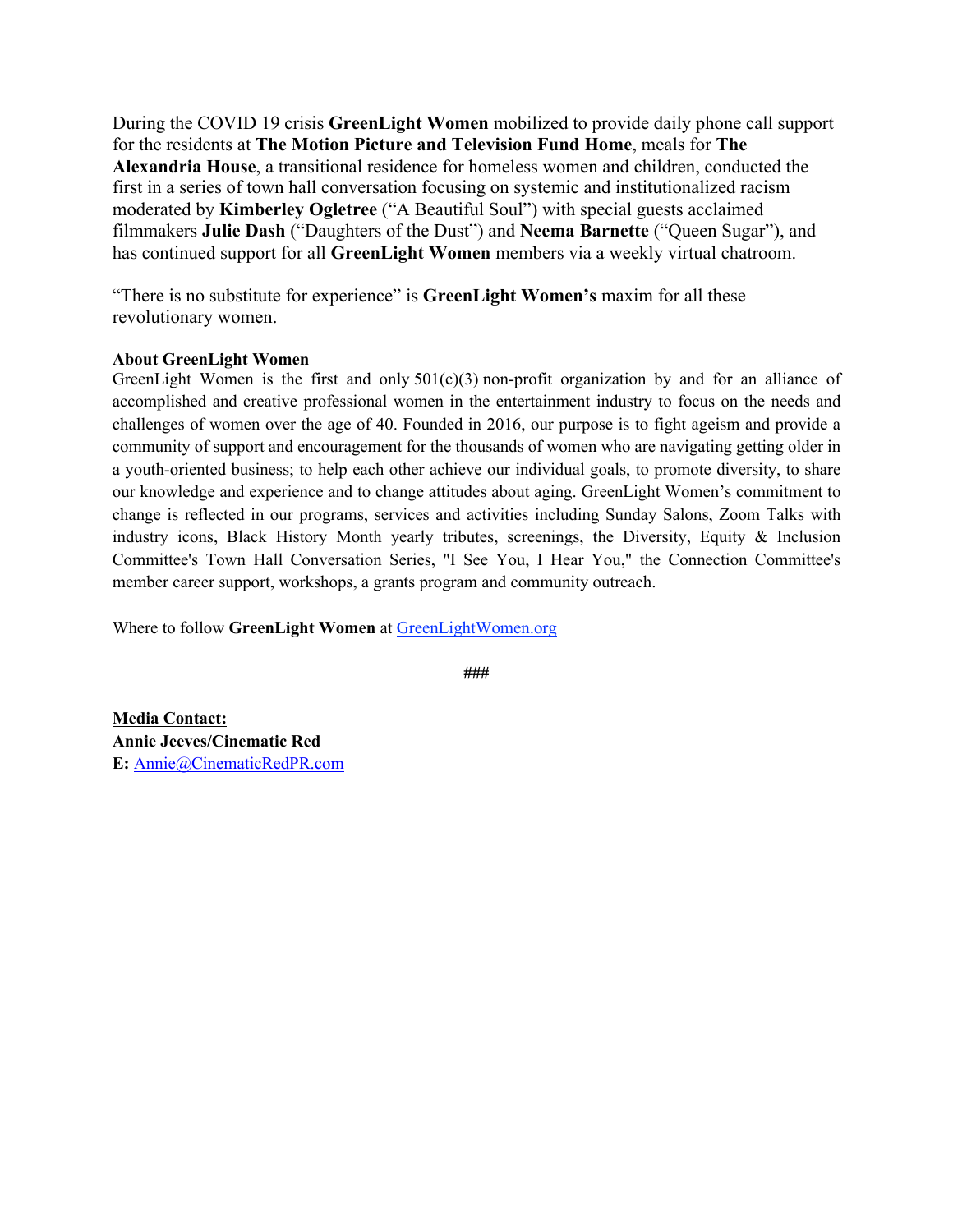During the COVID 19 crisis **GreenLight Women** mobilized to provide daily phone call support for the residents at **The Motion Picture and Television Fund Home**, meals for **The Alexandria House**, a transitional residence for homeless women and children, conducted the first in a series of town hall conversation focusing on systemic and institutionalized racism moderated by **Kimberley Ogletree** ("A Beautiful Soul") with special guests acclaimed filmmakers **Julie Dash** ("Daughters of the Dust") and **Neema Barnette** ("Queen Sugar"), and has continued support for all **GreenLight Women** members via a weekly virtual chatroom.

"There is no substitute for experience" is **GreenLight Women's** maxim for all these revolutionary women.

**About GreenLight Women**
GreenLight Women is the first and only 501(c)(3) non-profit organization by and for an alliance of accomplished and creative professional women in the entertainment industry to focus on the needs and challenges of women over the age of 40. Founded in 2016, our purpose is to fight ageism and provide a community of support and encouragement for the thousands of women who are navigating getting older in a youth-oriented business; to help each other achieve our individual goals, to promote diversity, to share our knowledge and experience and to change attitudes about aging. GreenLight Women's commitment to change is reflected in our programs, services and activities including Sunday Salons, Zoom Talks with industry icons, Black History Month yearly tributes, screenings, the Diversity, Equity & Inclusion Committee's Town Hall Conversation Series, "I See You, I Hear You," the Connection Committee's member career support, workshops, a grants program and community outreach.

Where to follow **GreenLight Women** at GreenLightWomen.org

###

**Media Contact:**
**Annie Jeeves/Cinematic Red**
**E:** Annie@CinematicRedPR.com